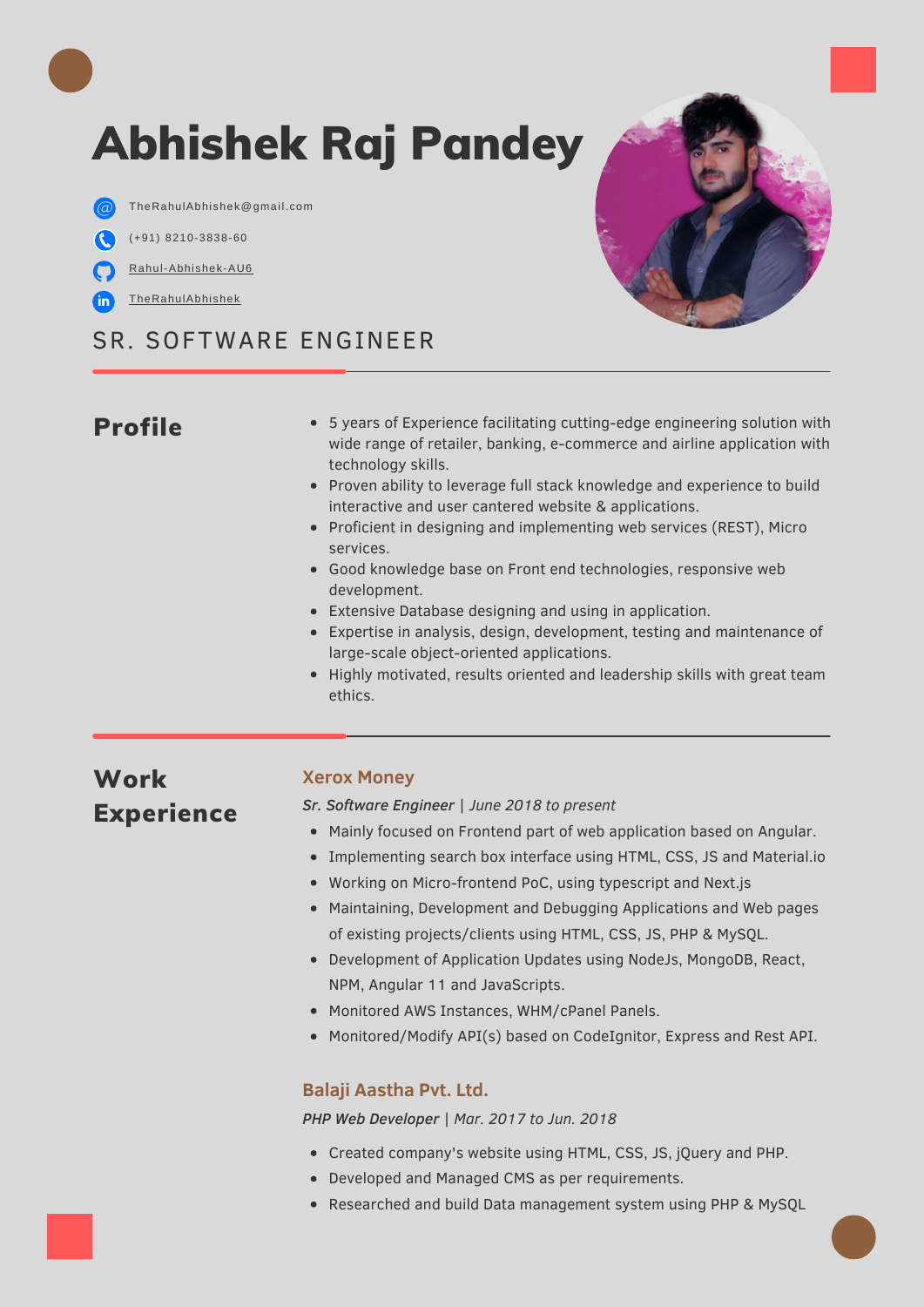# Abhishek Raj Pandey

TheRahulAbhishek@gmail.com

(+91) 8210-3838-60

Rahul-Abhishek-AU6

TheRahulAbhishek

SR. SOFTWARE ENGINEER

## Profile

- 5 years of Experience facilitating cutting-edge engineering solution with wide range of retailer, banking, e-commerce and airline application with technology skills.
- Proven ability to leverage full stack knowledge and experience to build interactive and user cantered website & applications.
- Proficient in designing and implementing web services (REST), Micro services.
- Good knowledge base on Front end technologies, responsive web development.
- Extensive Database designing and using in application.
- Expertise in analysis, design, development, testing and maintenance of large-scale object-oriented applications.
- Highly motivated, results oriented and leadership skills with great team ethics.

## Work Experience

### Xerox Money

***Sr. Software Engineer** | June 2018 to present*

- Mainly focused on Frontend part of web application based on Angular.
- Implementing search box interface using HTML, CSS, JS and Material.io
- Working on Micro-frontend PoC, using typescript and Next.js
- Maintaining, Development and Debugging Applications and Web pages of existing projects/clients using HTML, CSS, JS, PHP & MySQL.
- Development of Application Updates using NodeJs, MongoDB, React, NPM, Angular 11 and JavaScripts.
- Monitored AWS Instances, WHM/cPanel Panels.
- Monitored/Modify API(s) based on CodeIgnitor, Express and Rest API.

### Balaji Aastha Pvt. Ltd.

***PHP Web Developer** | Mar. 2017 to Jun. 2018*

- Created company's website using HTML, CSS, JS, jQuery and PHP.
- Developed and Managed CMS as per requirements.
- Researched and build Data management system using PHP & MySQL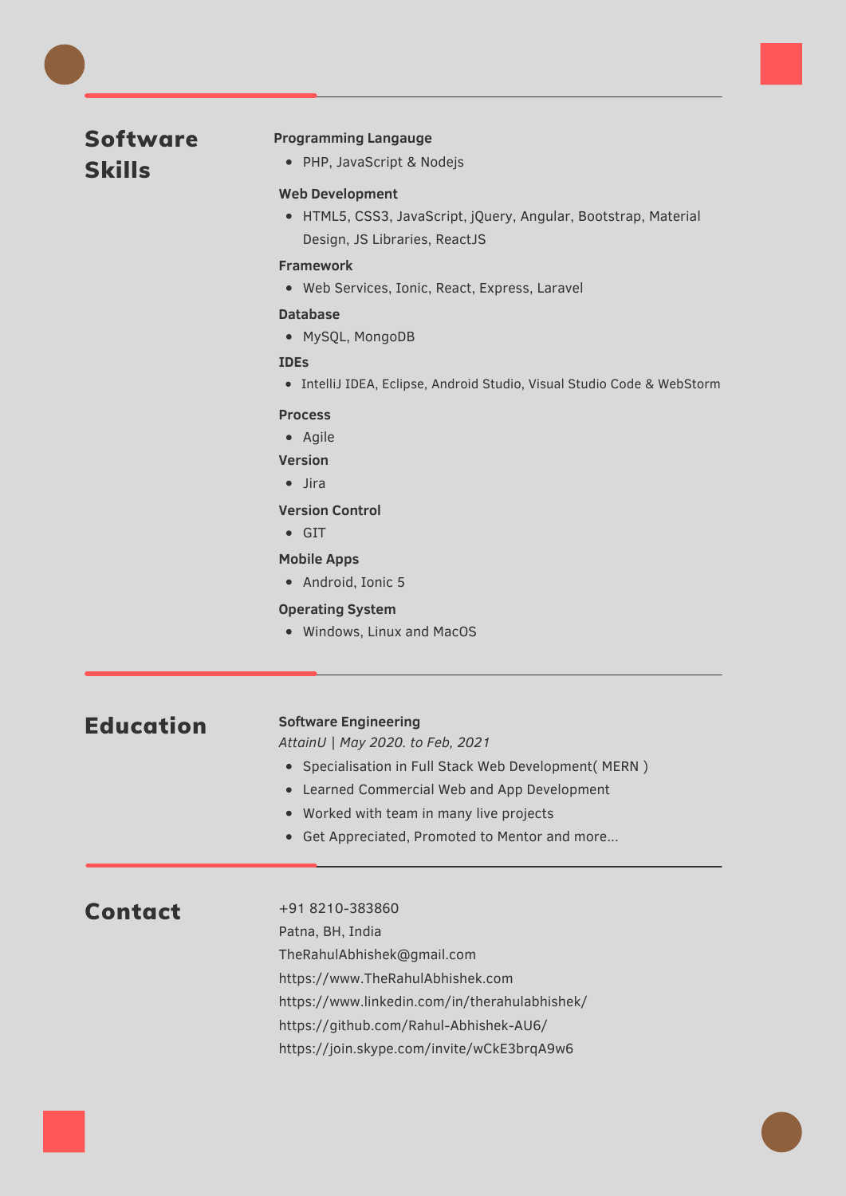## Software Skills

**Programming Langauge**

- PHP, JavaScript & Nodejs

**Web Development**

- HTML5, CSS3, JavaScript, jQuery, Angular, Bootstrap, Material Design, JS Libraries, ReactJS

**Framework**

- Web Services, Ionic, React, Express, Laravel

**Database**

- MySQL, MongoDB

**IDEs**

- IntelliJ IDEA, Eclipse, Android Studio, Visual Studio Code & WebStorm

**Process**

- Agile

**Version**

- Jira

**Version Control**

- GIT

**Mobile Apps**

- Android, Ionic 5

**Operating System**

- Windows, Linux and MacOS

## Education

**Software Engineering**

*AttainU | May 2020. to Feb, 2021*

- Specialisation in Full Stack Web Development( MERN )
- Learned Commercial Web and App Development
- Worked with team in many live projects
- Get Appreciated, Promoted to Mentor and more...

## Contact

+91 8210-383860
Patna, BH, India
TheRahulAbhishek@gmail.com
https://www.TheRahulAbhishek.com
https://www.linkedin.com/in/therahulabhishek/
https://github.com/Rahul-Abhishek-AU6/
https://join.skype.com/invite/wCkE3brqA9w6